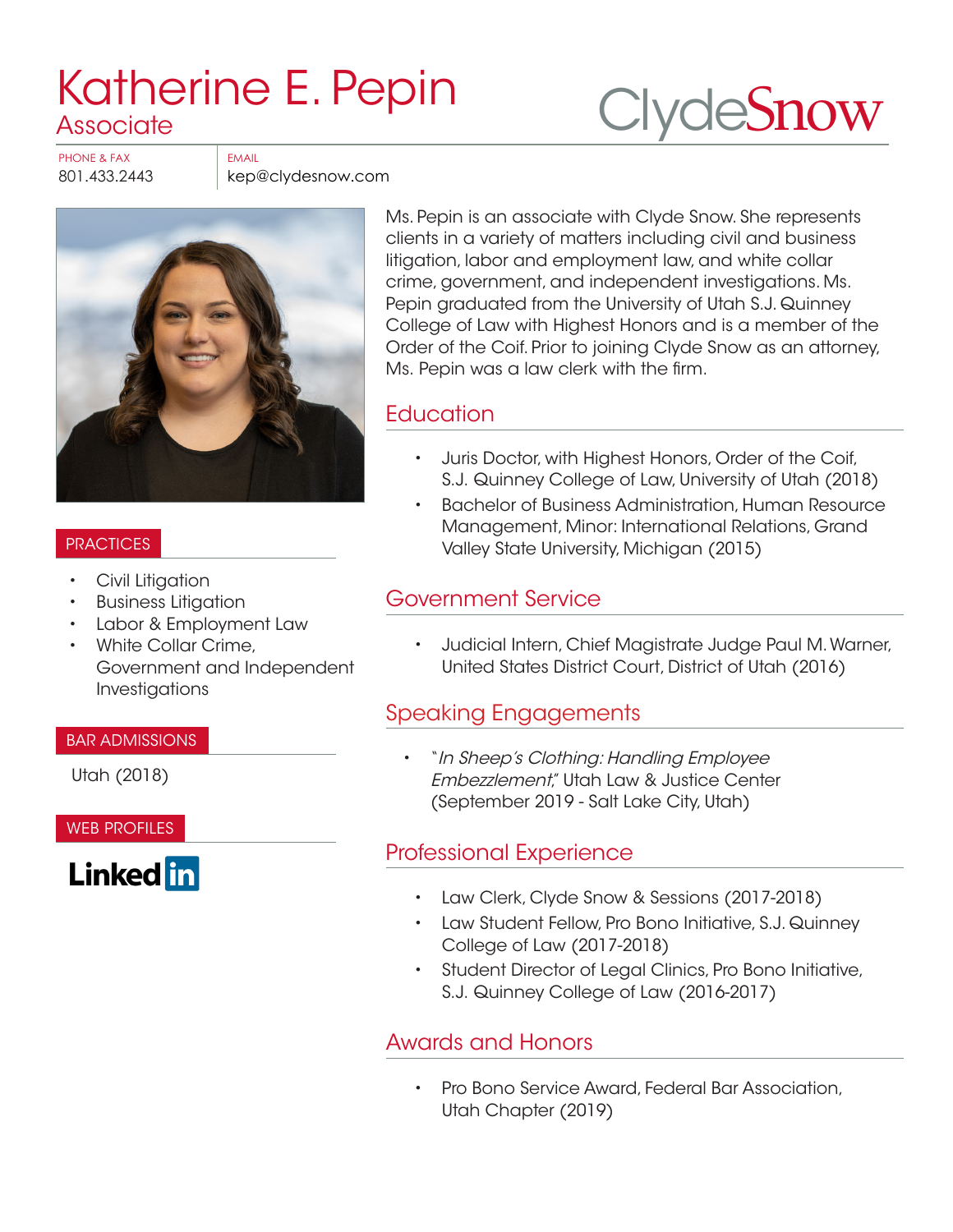# Katherine E. Pepin

## Associate

ClydeSnow

PHONE & FAX
801.433.2443

EMAIL
kep@clydesnow.com

Ms. Pepin is an associate with Clyde Snow. She represents clients in a variety of matters including civil and business litigation, labor and employment law, and white collar crime, government, and independent investigations. Ms. Pepin graduated from the University of Utah S.J. Quinney College of Law with Highest Honors and is a member of the Order of the Coif. Prior to joining Clyde Snow as an attorney, Ms. Pepin was a law clerk with the firm.

### PRACTICES

- Civil Litigation
- Business Litigation
- Labor & Employment Law
- White Collar Crime, Government and Independent Investigations

### BAR ADMISSIONS

Utah (2018)

### WEB PROFILES

LinkedIn

## Education

- Juris Doctor, with Highest Honors, Order of the Coif, S.J. Quinney College of Law, University of Utah (2018)
- Bachelor of Business Administration, Human Resource Management, Minor: International Relations, Grand Valley State University, Michigan (2015)

## Government Service

- Judicial Intern, Chief Magistrate Judge Paul M. Warner, United States District Court, District of Utah (2016)

## Speaking Engagements

- "*In Sheep's Clothing: Handling Employee Embezzlement*," Utah Law & Justice Center (September 2019 - Salt Lake City, Utah)

## Professional Experience

- Law Clerk, Clyde Snow & Sessions (2017-2018)
- Law Student Fellow, Pro Bono Initiative, S.J. Quinney College of Law (2017-2018)
- Student Director of Legal Clinics, Pro Bono Initiative, S.J. Quinney College of Law (2016-2017)

## Awards and Honors

- Pro Bono Service Award, Federal Bar Association, Utah Chapter (2019)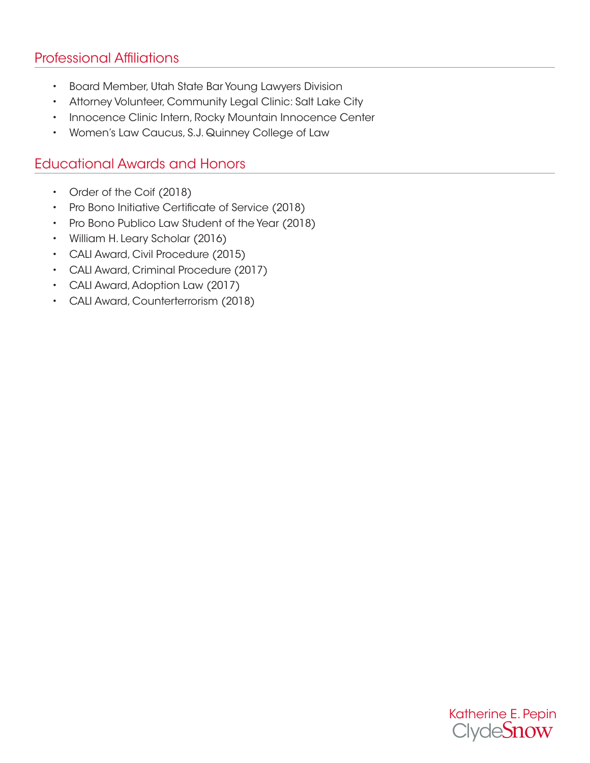## Professional Affiliations

- Board Member, Utah State Bar Young Lawyers Division
- Attorney Volunteer, Community Legal Clinic: Salt Lake City
- Innocence Clinic Intern, Rocky Mountain Innocence Center
- Women's Law Caucus, S.J. Quinney College of Law

## Educational Awards and Honors

- Order of the Coif (2018)
- Pro Bono Initiative Certificate of Service (2018)
- Pro Bono Publico Law Student of the Year (2018)
- William H. Leary Scholar (2016)
- CALI Award, Civil Procedure (2015)
- CALI Award, Criminal Procedure (2017)
- CALI Award, Adoption Law (2017)
- CALI Award, Counterterrorism (2018)